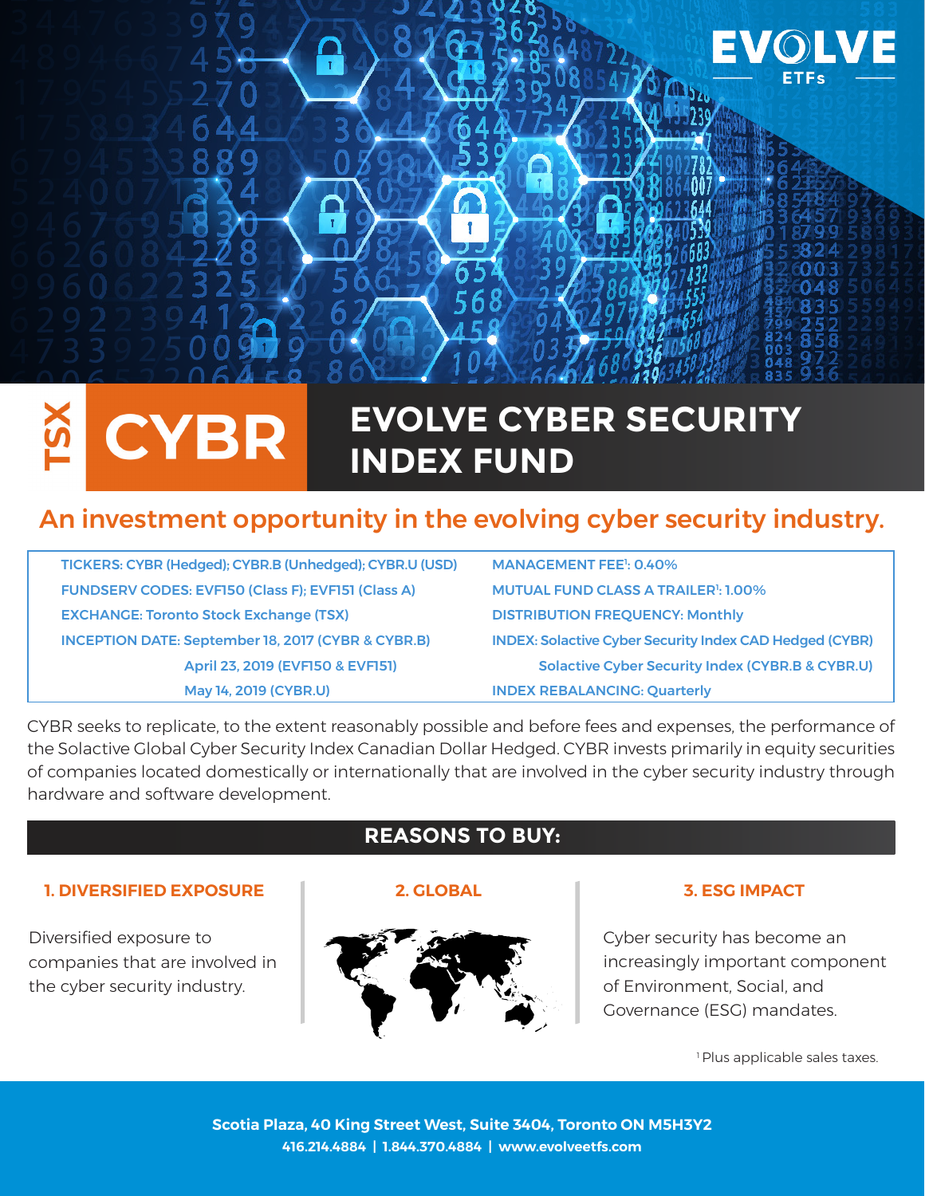EVOLVE ETFs

# TSX CYBR — EVOLVE CYBER SECURITY INDEX FUND

## An investment opportunity in the evolving cyber security industry.

| | |
|---|---|
| TICKERS: CYBR (Hedged); CYBR.B (Unhedged); CYBR.U (USD) | MANAGEMENT FEE[1]: 0.40% |
| FUNDSERV CODES: EVF150 (Class F); EVF151 (Class A) | MUTUAL FUND CLASS A TRAILER[1]: 1.00% |
| EXCHANGE: Toronto Stock Exchange (TSX) | DISTRIBUTION FREQUENCY: Monthly |
| INCEPTION DATE: September 18, 2017 (CYBR & CYBR.B) | INDEX: Solactive Cyber Security Index CAD Hedged (CYBR) |
| April 23, 2019 (EVF150 & EVF151) | Solactive Cyber Security Index (CYBR.B & CYBR.U) |
| May 14, 2019 (CYBR.U) | INDEX REBALANCING: Quarterly |

CYBR seeks to replicate, to the extent reasonably possible and before fees and expenses, the performance of the Solactive Global Cyber Security Index Canadian Dollar Hedged. CYBR invests primarily in equity securities of companies located domestically or internationally that are involved in the cyber security industry through hardware and software development.

## REASONS TO BUY:

### 1. DIVERSIFIED EXPOSURE

Diversified exposure to companies that are involved in the cyber security industry.

### 2. GLOBAL

### 3. ESG IMPACT

Cyber security has become an increasingly important component of Environment, Social, and Governance (ESG) mandates.

[1] Plus applicable sales taxes.

**Scotia Plaza, 40 King Street West, Suite 3404, Toronto ON M5H3Y2**
**416.214.4884 | 1.844.370.4884 | www.evolveetfs.com**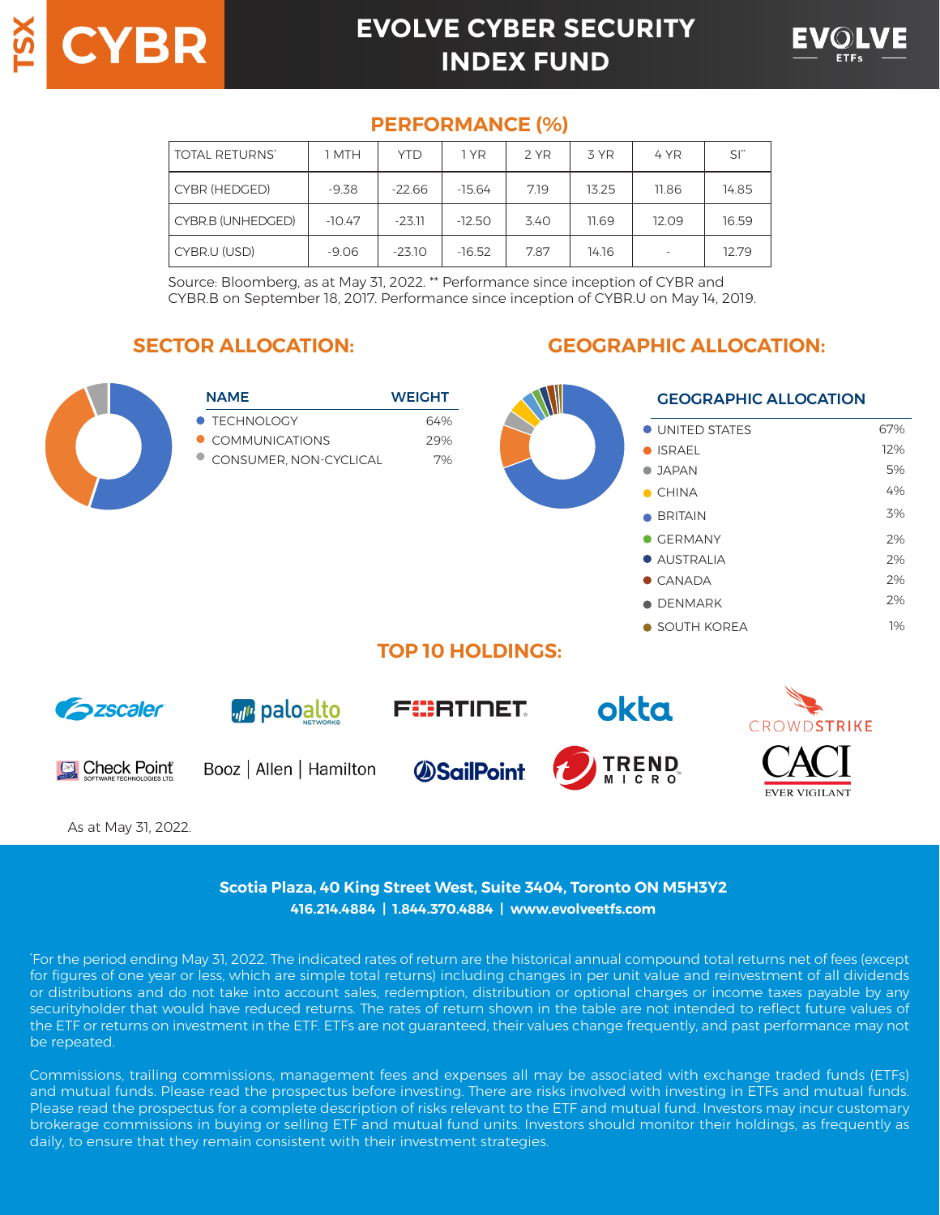# TSX CYBR — EVOLVE CYBER SECURITY INDEX FUND

EVOLVE ETFs

## PERFORMANCE (%)

| TOTAL RETURNS* | 1 MTH | YTD | 1 YR | 2 YR | 3 YR | 4 YR | SI** |
|---|---|---|---|---|---|---|---|
| CYBR (HEDGED) | -9.38 | -22.66 | -15.64 | 7.19 | 13.25 | 11.86 | 14.85 |
| CYBR.B (UNHEDGED) | -10.47 | -23.11 | -12.50 | 3.40 | 11.69 | 12.09 | 16.59 |
| CYBR.U (USD) | -9.06 | -23.10 | -16.52 | 7.87 | 14.16 | - | 12.79 |

Source: Bloomberg, as at May 31, 2022. ** Performance since inception of CYBR and CYBR.B on September 18, 2017. Performance since inception of CYBR.U on May 14, 2019.

## SECTOR ALLOCATION:

| NAME | WEIGHT |
|---|---|
| TECHNOLOGY | 64% |
| COMMUNICATIONS | 29% |
| CONSUMER, NON-CYCLICAL | 7% |

## GEOGRAPHIC ALLOCATION:

| GEOGRAPHIC ALLOCATION | |
|---|---|
| UNITED STATES | 67% |
| ISRAEL | 12% |
| JAPAN | 5% |
| CHINA | 4% |
| BRITAIN | 3% |
| GERMANY | 2% |
| AUSTRALIA | 2% |
| CANADA | 2% |
| DENMARK | 2% |
| SOUTH KOREA | 1% |

## TOP 10 HOLDINGS:

zscaler

paloalto NETWORKS

FORTINET

okta

CROWDSTRIKE

Check Point SOFTWARE TECHNOLOGIES LTD.

Booz | Allen | Hamilton

SailPoint

TREND MICRO

CACI EVER VIGILANT

As at May 31, 2022.

**Scotia Plaza, 40 King Street West, Suite 3404, Toronto ON M5H3Y2**

**416.214.4884 | 1.844.370.4884 | www.evolveetfs.com**

*For the period ending May 31, 2022. The indicated rates of return are the historical annual compound total returns net of fees (except for figures of one year or less, which are simple total returns) including changes in per unit value and reinvestment of all dividends or distributions and do not take into account sales, redemption, distribution or optional charges or income taxes payable by any securityholder that would have reduced returns. The rates of return shown in the table are not intended to reflect future values of the ETF or returns on investment in the ETF. ETFs are not guaranteed, their values change frequently, and past performance may not be repeated.

Commissions, trailing commissions, management fees and expenses all may be associated with exchange traded funds (ETFs) and mutual funds. Please read the prospectus before investing. There are risks involved with investing in ETFs and mutual funds. Please read the prospectus for a complete description of risks relevant to the ETF and mutual fund. Investors may incur customary brokerage commissions in buying or selling ETF and mutual fund units. Investors should monitor their holdings, as frequently as daily, to ensure that they remain consistent with their investment strategies.